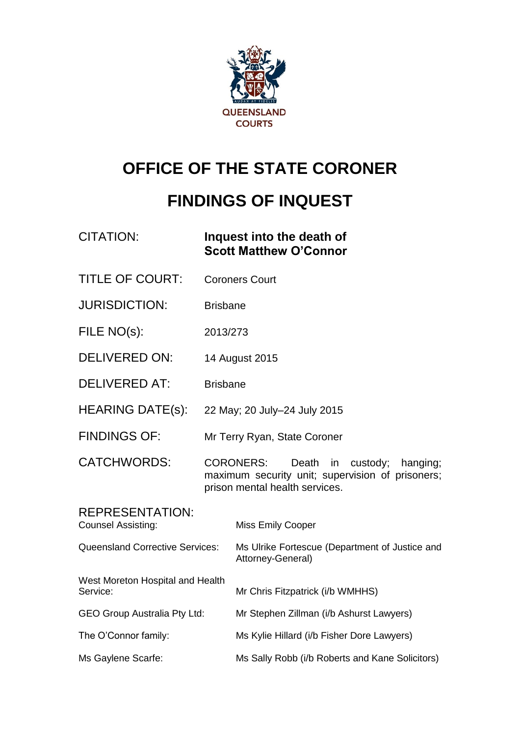QUEENSLAND COURTS

# OFFICE OF THE STATE CORONER

# FINDINGS OF INQUEST

| | |
|---|---|
| CITATION: | **Inquest into the death of Scott Matthew O'Connor** |
| TITLE OF COURT: | Coroners Court |
| JURISDICTION: | Brisbane |
| FILE NO(s): | 2013/273 |
| DELIVERED ON: | 14 August 2015 |
| DELIVERED AT: | Brisbane |
| HEARING DATE(s): | 22 May; 20 July–24 July 2015 |
| FINDINGS OF: | Mr Terry Ryan, State Coroner |
| CATCHWORDS: | CORONERS: Death in custody; hanging; maximum security unit; supervision of prisoners; prison mental health services. |

REPRESENTATION:

| | |
|---|---|
| Counsel Assisting: | Miss Emily Cooper |
| Queensland Corrective Services: | Ms Ulrike Fortescue (Department of Justice and Attorney-General) |
| West Moreton Hospital and Health Service: | Mr Chris Fitzpatrick (i/b WMHHS) |
| GEO Group Australia Pty Ltd: | Mr Stephen Zillman (i/b Ashurst Lawyers) |
| The O'Connor family: | Ms Kylie Hillard (i/b Fisher Dore Lawyers) |
| Ms Gaylene Scarfe: | Ms Sally Robb (i/b Roberts and Kane Solicitors) |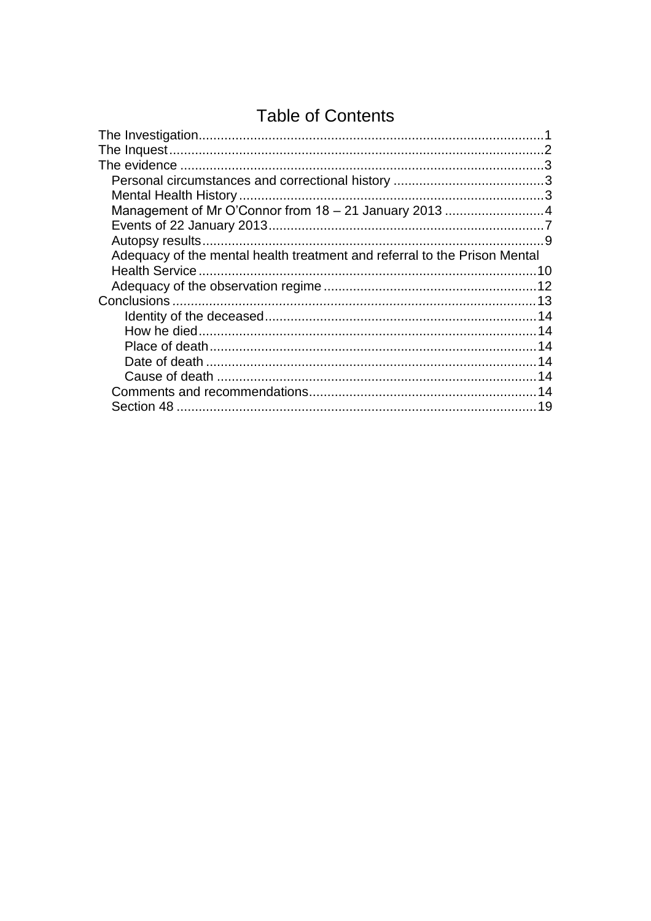# Table of Contents

- The Investigation .......... 1
- The Inquest .......... 2
- The evidence .......... 3
  - Personal circumstances and correctional history .......... 3
  - Mental Health History .......... 3
  - Management of Mr O'Connor from 18 – 21 January 2013 .......... 4
  - Events of 22 January 2013 .......... 7
  - Autopsy results .......... 9
  - Adequacy of the mental health treatment and referral to the Prison Mental Health Service .......... 10
  - Adequacy of the observation regime .......... 12
- Conclusions .......... 13
    - Identity of the deceased .......... 14
    - How he died .......... 14
    - Place of death .......... 14
    - Date of death .......... 14
    - Cause of death .......... 14
  - Comments and recommendations .......... 14
  - Section 48 .......... 19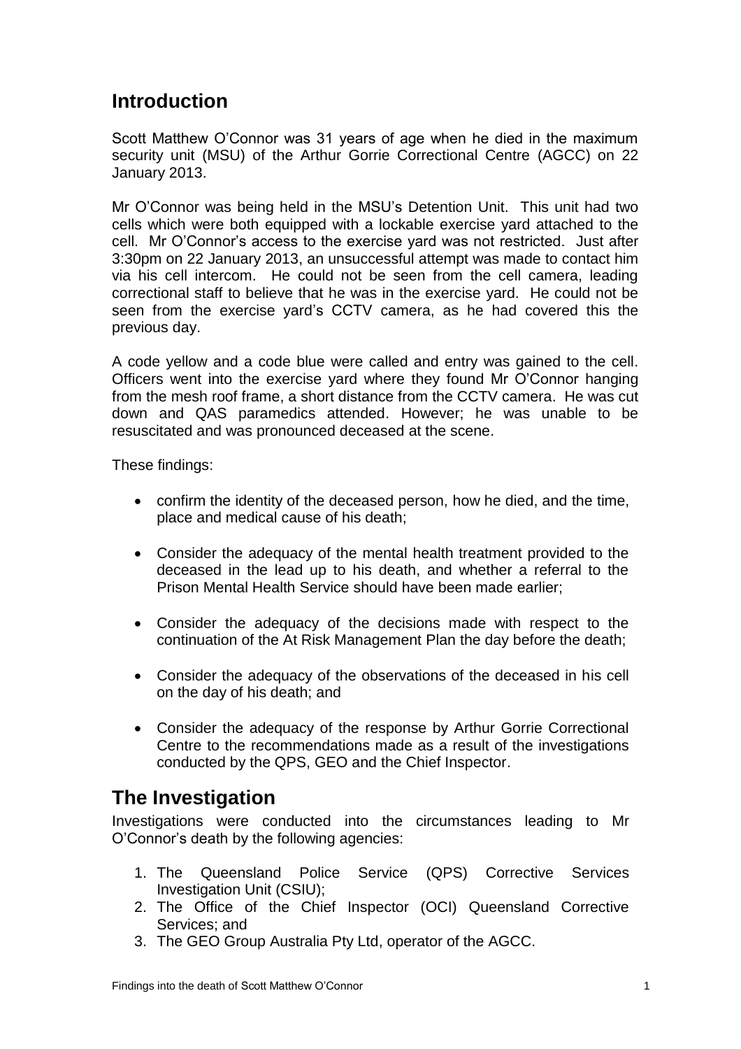## Introduction

Scott Matthew O'Connor was 31 years of age when he died in the maximum security unit (MSU) of the Arthur Gorrie Correctional Centre (AGCC) on 22 January 2013.

Mr O'Connor was being held in the MSU's Detention Unit. This unit had two cells which were both equipped with a lockable exercise yard attached to the cell. Mr O'Connor's access to the exercise yard was not restricted. Just after 3:30pm on 22 January 2013, an unsuccessful attempt was made to contact him via his cell intercom. He could not be seen from the cell camera, leading correctional staff to believe that he was in the exercise yard. He could not be seen from the exercise yard's CCTV camera, as he had covered this the previous day.

A code yellow and a code blue were called and entry was gained to the cell. Officers went into the exercise yard where they found Mr O'Connor hanging from the mesh roof frame, a short distance from the CCTV camera. He was cut down and QAS paramedics attended. However; he was unable to be resuscitated and was pronounced deceased at the scene.

These findings:

- confirm the identity of the deceased person, how he died, and the time, place and medical cause of his death;
- Consider the adequacy of the mental health treatment provided to the deceased in the lead up to his death, and whether a referral to the Prison Mental Health Service should have been made earlier;
- Consider the adequacy of the decisions made with respect to the continuation of the At Risk Management Plan the day before the death;
- Consider the adequacy of the observations of the deceased in his cell on the day of his death; and
- Consider the adequacy of the response by Arthur Gorrie Correctional Centre to the recommendations made as a result of the investigations conducted by the QPS, GEO and the Chief Inspector.

## The Investigation

Investigations were conducted into the circumstances leading to Mr O'Connor's death by the following agencies:

1. The Queensland Police Service (QPS) Corrective Services Investigation Unit (CSIU);
2. The Office of the Chief Inspector (OCI) Queensland Corrective Services; and
3. The GEO Group Australia Pty Ltd, operator of the AGCC.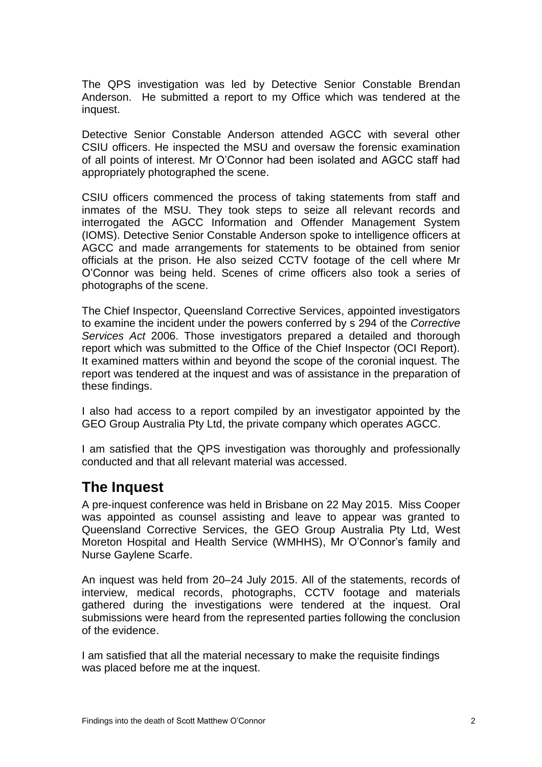The QPS investigation was led by Detective Senior Constable Brendan Anderson. He submitted a report to my Office which was tendered at the inquest.

Detective Senior Constable Anderson attended AGCC with several other CSIU officers. He inspected the MSU and oversaw the forensic examination of all points of interest. Mr O'Connor had been isolated and AGCC staff had appropriately photographed the scene.

CSIU officers commenced the process of taking statements from staff and inmates of the MSU. They took steps to seize all relevant records and interrogated the AGCC Information and Offender Management System (IOMS). Detective Senior Constable Anderson spoke to intelligence officers at AGCC and made arrangements for statements to be obtained from senior officials at the prison. He also seized CCTV footage of the cell where Mr O'Connor was being held. Scenes of crime officers also took a series of photographs of the scene.

The Chief Inspector, Queensland Corrective Services, appointed investigators to examine the incident under the powers conferred by s 294 of the *Corrective Services Act* 2006. Those investigators prepared a detailed and thorough report which was submitted to the Office of the Chief Inspector (OCI Report). It examined matters within and beyond the scope of the coronial inquest. The report was tendered at the inquest and was of assistance in the preparation of these findings.

I also had access to a report compiled by an investigator appointed by the GEO Group Australia Pty Ltd, the private company which operates AGCC.

I am satisfied that the QPS investigation was thoroughly and professionally conducted and that all relevant material was accessed.

## The Inquest

A pre-inquest conference was held in Brisbane on 22 May 2015. Miss Cooper was appointed as counsel assisting and leave to appear was granted to Queensland Corrective Services, the GEO Group Australia Pty Ltd, West Moreton Hospital and Health Service (WMHHS), Mr O'Connor's family and Nurse Gaylene Scarfe.

An inquest was held from 20–24 July 2015. All of the statements, records of interview, medical records, photographs, CCTV footage and materials gathered during the investigations were tendered at the inquest. Oral submissions were heard from the represented parties following the conclusion of the evidence.

I am satisfied that all the material necessary to make the requisite findings was placed before me at the inquest.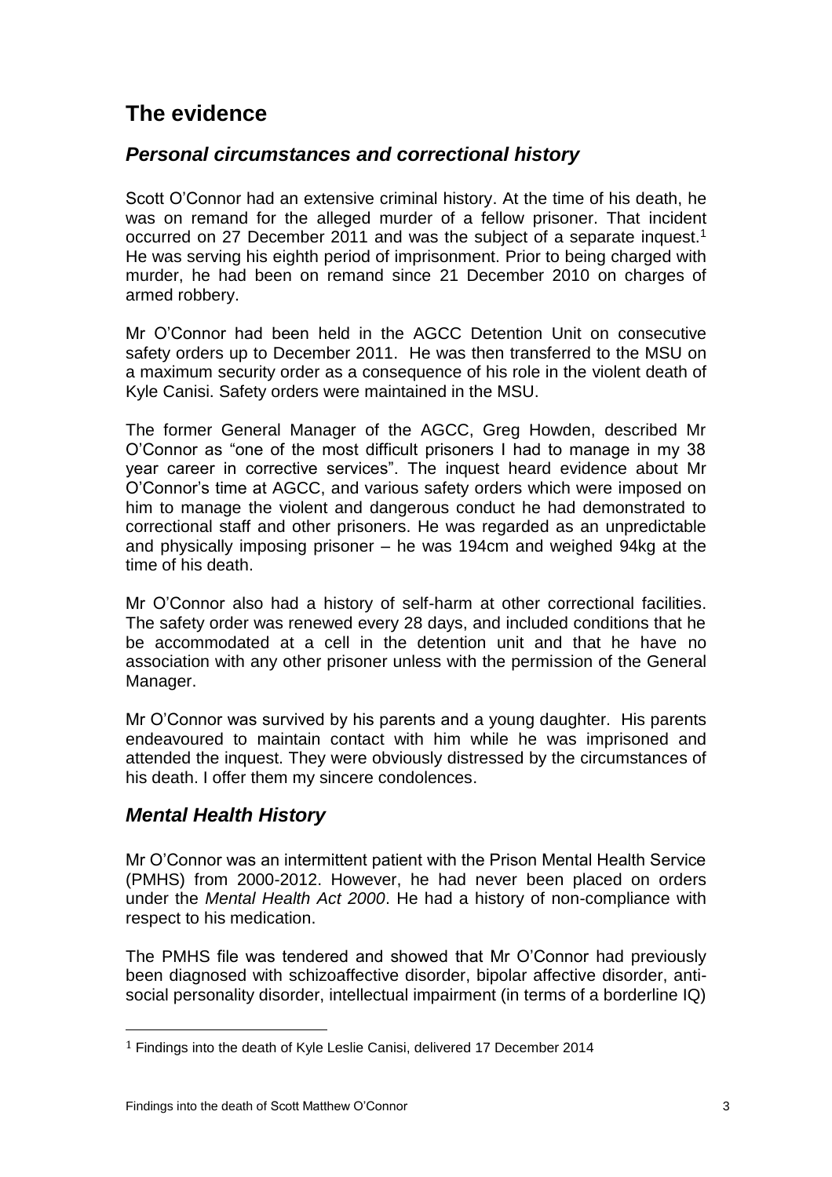# The evidence

## *Personal circumstances and correctional history*

Scott O'Connor had an extensive criminal history. At the time of his death, he was on remand for the alleged murder of a fellow prisoner. That incident occurred on 27 December 2011 and was the subject of a separate inquest.[1] He was serving his eighth period of imprisonment. Prior to being charged with murder, he had been on remand since 21 December 2010 on charges of armed robbery.

Mr O'Connor had been held in the AGCC Detention Unit on consecutive safety orders up to December 2011. He was then transferred to the MSU on a maximum security order as a consequence of his role in the violent death of Kyle Canisi. Safety orders were maintained in the MSU.

The former General Manager of the AGCC, Greg Howden, described Mr O'Connor as "one of the most difficult prisoners I had to manage in my 38 year career in corrective services". The inquest heard evidence about Mr O'Connor's time at AGCC, and various safety orders which were imposed on him to manage the violent and dangerous conduct he had demonstrated to correctional staff and other prisoners. He was regarded as an unpredictable and physically imposing prisoner – he was 194cm and weighed 94kg at the time of his death.

Mr O'Connor also had a history of self-harm at other correctional facilities. The safety order was renewed every 28 days, and included conditions that he be accommodated at a cell in the detention unit and that he have no association with any other prisoner unless with the permission of the General Manager.

Mr O'Connor was survived by his parents and a young daughter. His parents endeavoured to maintain contact with him while he was imprisoned and attended the inquest. They were obviously distressed by the circumstances of his death. I offer them my sincere condolences.

## *Mental Health History*

Mr O'Connor was an intermittent patient with the Prison Mental Health Service (PMHS) from 2000-2012. However, he had never been placed on orders under the *Mental Health Act 2000*. He had a history of non-compliance with respect to his medication.

The PMHS file was tendered and showed that Mr O'Connor had previously been diagnosed with schizoaffective disorder, bipolar affective disorder, anti-social personality disorder, intellectual impairment (in terms of a borderline IQ)

[1] Findings into the death of Kyle Leslie Canisi, delivered 17 December 2014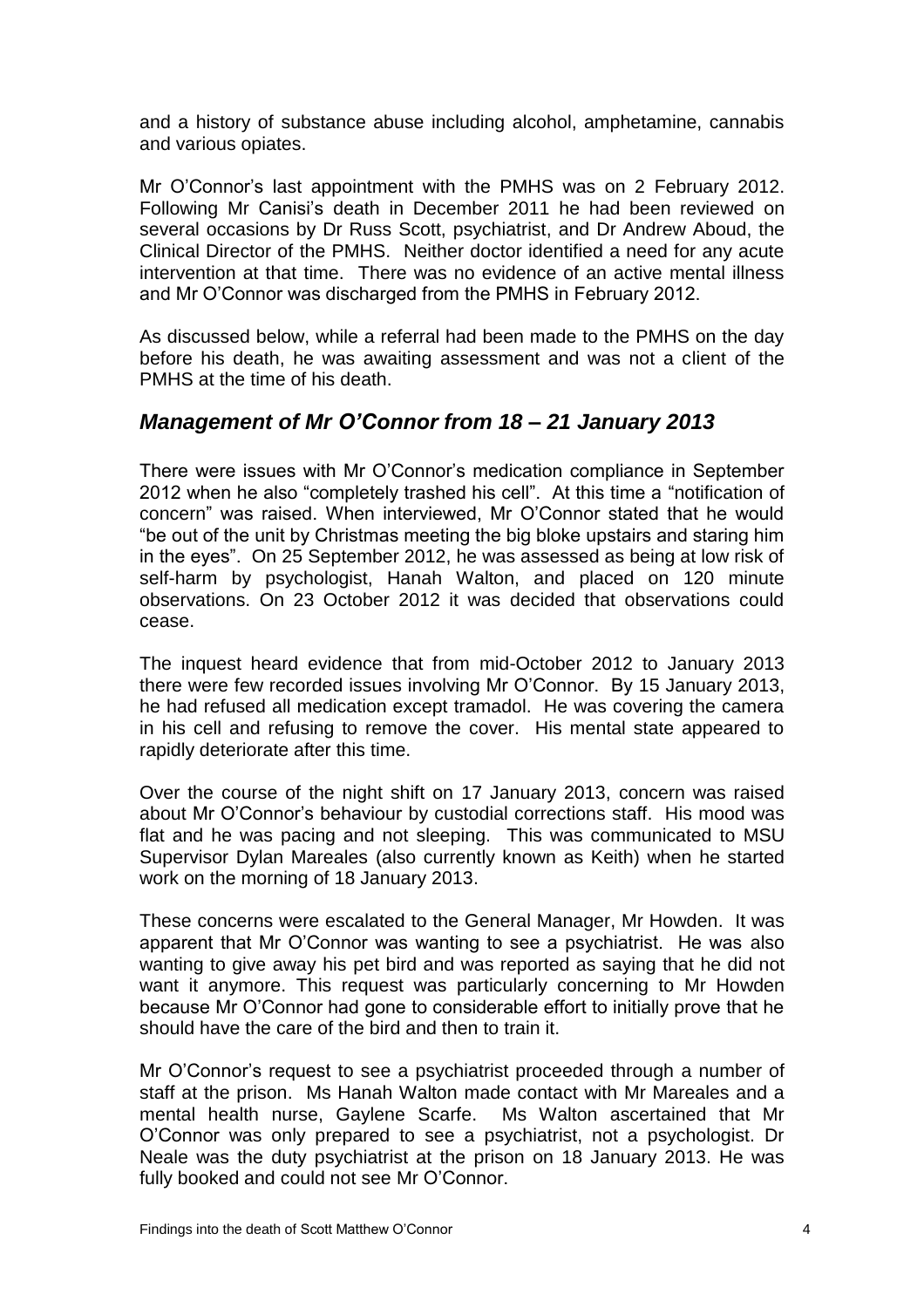and a history of substance abuse including alcohol, amphetamine, cannabis and various opiates.

Mr O'Connor's last appointment with the PMHS was on 2 February 2012. Following Mr Canisi's death in December 2011 he had been reviewed on several occasions by Dr Russ Scott, psychiatrist, and Dr Andrew Aboud, the Clinical Director of the PMHS. Neither doctor identified a need for any acute intervention at that time. There was no evidence of an active mental illness and Mr O'Connor was discharged from the PMHS in February 2012.

As discussed below, while a referral had been made to the PMHS on the day before his death, he was awaiting assessment and was not a client of the PMHS at the time of his death.

## *Management of Mr O'Connor from 18 – 21 January 2013*

There were issues with Mr O'Connor's medication compliance in September 2012 when he also "completely trashed his cell". At this time a "notification of concern" was raised. When interviewed, Mr O'Connor stated that he would "be out of the unit by Christmas meeting the big bloke upstairs and staring him in the eyes". On 25 September 2012, he was assessed as being at low risk of self-harm by psychologist, Hanah Walton, and placed on 120 minute observations. On 23 October 2012 it was decided that observations could cease.

The inquest heard evidence that from mid-October 2012 to January 2013 there were few recorded issues involving Mr O'Connor. By 15 January 2013, he had refused all medication except tramadol. He was covering the camera in his cell and refusing to remove the cover. His mental state appeared to rapidly deteriorate after this time.

Over the course of the night shift on 17 January 2013, concern was raised about Mr O'Connor's behaviour by custodial corrections staff. His mood was flat and he was pacing and not sleeping. This was communicated to MSU Supervisor Dylan Mareales (also currently known as Keith) when he started work on the morning of 18 January 2013.

These concerns were escalated to the General Manager, Mr Howden. It was apparent that Mr O'Connor was wanting to see a psychiatrist. He was also wanting to give away his pet bird and was reported as saying that he did not want it anymore. This request was particularly concerning to Mr Howden because Mr O'Connor had gone to considerable effort to initially prove that he should have the care of the bird and then to train it.

Mr O'Connor's request to see a psychiatrist proceeded through a number of staff at the prison. Ms Hanah Walton made contact with Mr Mareales and a mental health nurse, Gaylene Scarfe. Ms Walton ascertained that Mr O'Connor was only prepared to see a psychiatrist, not a psychologist. Dr Neale was the duty psychiatrist at the prison on 18 January 2013. He was fully booked and could not see Mr O'Connor.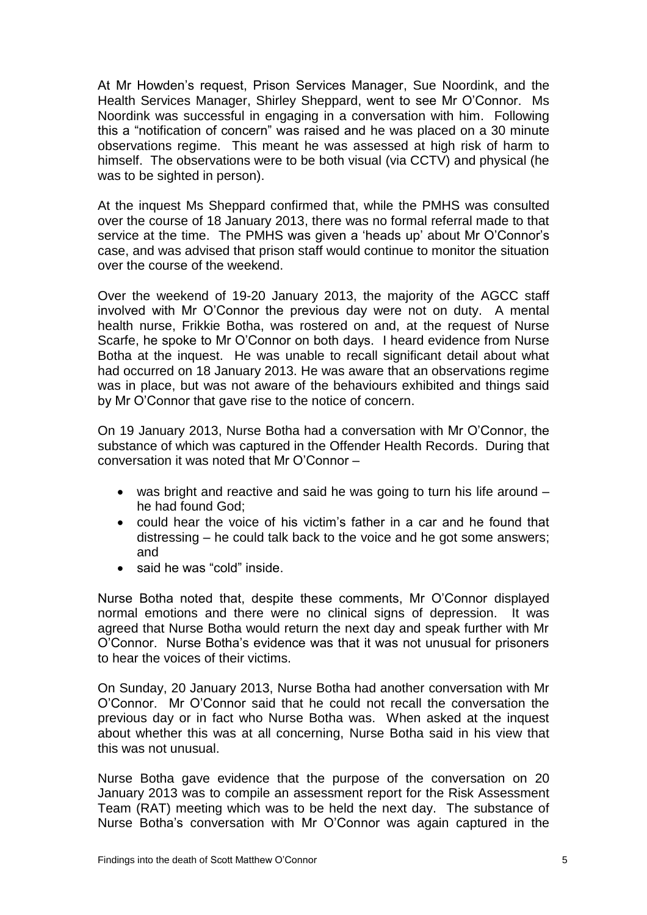At Mr Howden's request, Prison Services Manager, Sue Noordink, and the Health Services Manager, Shirley Sheppard, went to see Mr O'Connor. Ms Noordink was successful in engaging in a conversation with him. Following this a "notification of concern" was raised and he was placed on a 30 minute observations regime. This meant he was assessed at high risk of harm to himself. The observations were to be both visual (via CCTV) and physical (he was to be sighted in person).

At the inquest Ms Sheppard confirmed that, while the PMHS was consulted over the course of 18 January 2013, there was no formal referral made to that service at the time. The PMHS was given a 'heads up' about Mr O'Connor's case, and was advised that prison staff would continue to monitor the situation over the course of the weekend.

Over the weekend of 19-20 January 2013, the majority of the AGCC staff involved with Mr O'Connor the previous day were not on duty. A mental health nurse, Frikkie Botha, was rostered on and, at the request of Nurse Scarfe, he spoke to Mr O'Connor on both days. I heard evidence from Nurse Botha at the inquest. He was unable to recall significant detail about what had occurred on 18 January 2013. He was aware that an observations regime was in place, but was not aware of the behaviours exhibited and things said by Mr O'Connor that gave rise to the notice of concern.

On 19 January 2013, Nurse Botha had a conversation with Mr O'Connor, the substance of which was captured in the Offender Health Records. During that conversation it was noted that Mr O'Connor –

- was bright and reactive and said he was going to turn his life around – he had found God;
- could hear the voice of his victim's father in a car and he found that distressing – he could talk back to the voice and he got some answers; and
- said he was "cold" inside.

Nurse Botha noted that, despite these comments, Mr O'Connor displayed normal emotions and there were no clinical signs of depression. It was agreed that Nurse Botha would return the next day and speak further with Mr O'Connor. Nurse Botha's evidence was that it was not unusual for prisoners to hear the voices of their victims.

On Sunday, 20 January 2013, Nurse Botha had another conversation with Mr O'Connor. Mr O'Connor said that he could not recall the conversation the previous day or in fact who Nurse Botha was. When asked at the inquest about whether this was at all concerning, Nurse Botha said in his view that this was not unusual.

Nurse Botha gave evidence that the purpose of the conversation on 20 January 2013 was to compile an assessment report for the Risk Assessment Team (RAT) meeting which was to be held the next day. The substance of Nurse Botha's conversation with Mr O'Connor was again captured in the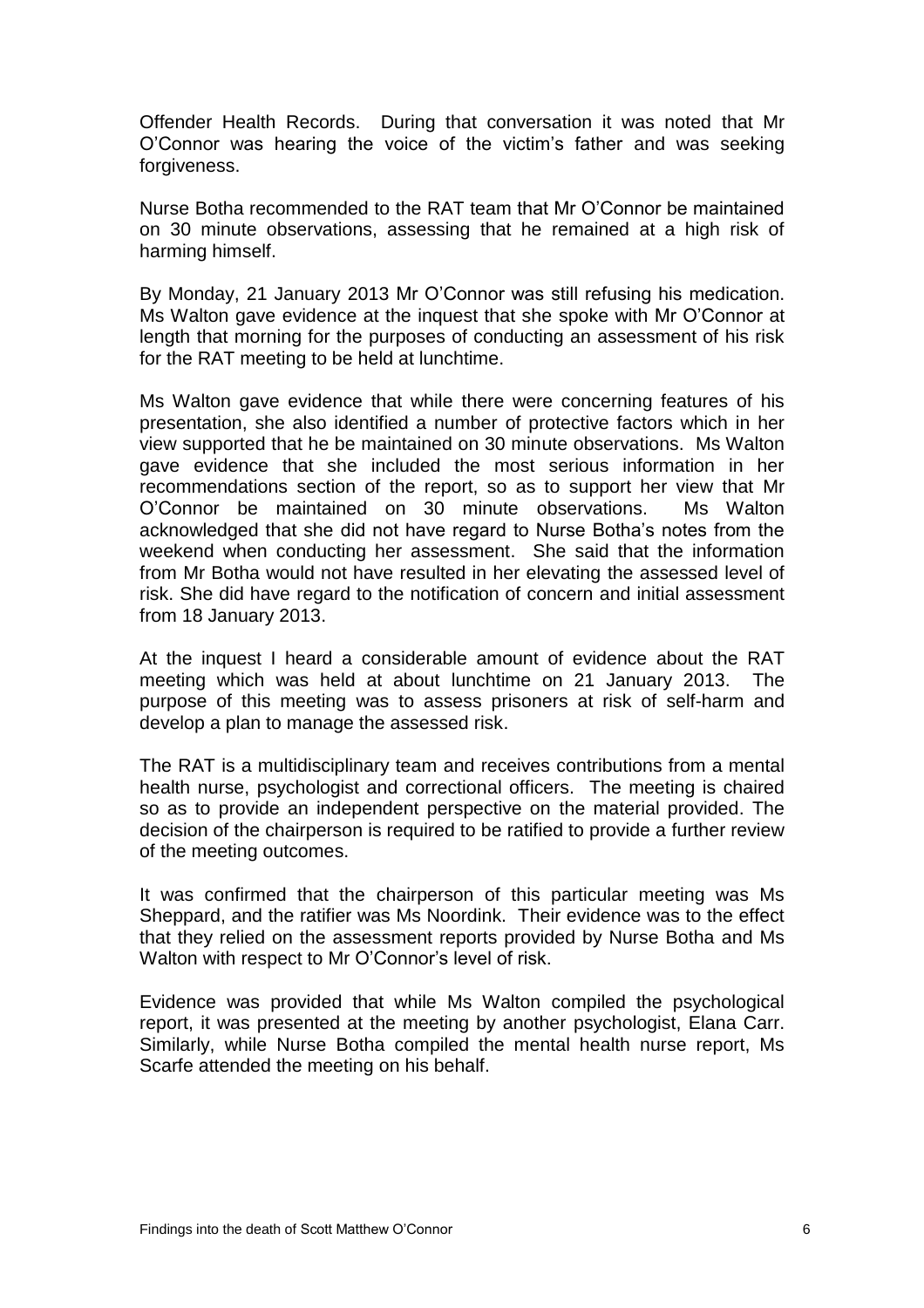Offender Health Records. During that conversation it was noted that Mr O'Connor was hearing the voice of the victim's father and was seeking forgiveness.

Nurse Botha recommended to the RAT team that Mr O'Connor be maintained on 30 minute observations, assessing that he remained at a high risk of harming himself.

By Monday, 21 January 2013 Mr O'Connor was still refusing his medication. Ms Walton gave evidence at the inquest that she spoke with Mr O'Connor at length that morning for the purposes of conducting an assessment of his risk for the RAT meeting to be held at lunchtime.

Ms Walton gave evidence that while there were concerning features of his presentation, she also identified a number of protective factors which in her view supported that he be maintained on 30 minute observations. Ms Walton gave evidence that she included the most serious information in her recommendations section of the report, so as to support her view that Mr O'Connor be maintained on 30 minute observations. Ms Walton acknowledged that she did not have regard to Nurse Botha's notes from the weekend when conducting her assessment. She said that the information from Mr Botha would not have resulted in her elevating the assessed level of risk. She did have regard to the notification of concern and initial assessment from 18 January 2013.

At the inquest I heard a considerable amount of evidence about the RAT meeting which was held at about lunchtime on 21 January 2013. The purpose of this meeting was to assess prisoners at risk of self-harm and develop a plan to manage the assessed risk.

The RAT is a multidisciplinary team and receives contributions from a mental health nurse, psychologist and correctional officers. The meeting is chaired so as to provide an independent perspective on the material provided. The decision of the chairperson is required to be ratified to provide a further review of the meeting outcomes.

It was confirmed that the chairperson of this particular meeting was Ms Sheppard, and the ratifier was Ms Noordink. Their evidence was to the effect that they relied on the assessment reports provided by Nurse Botha and Ms Walton with respect to Mr O'Connor's level of risk.

Evidence was provided that while Ms Walton compiled the psychological report, it was presented at the meeting by another psychologist, Elana Carr. Similarly, while Nurse Botha compiled the mental health nurse report, Ms Scarfe attended the meeting on his behalf.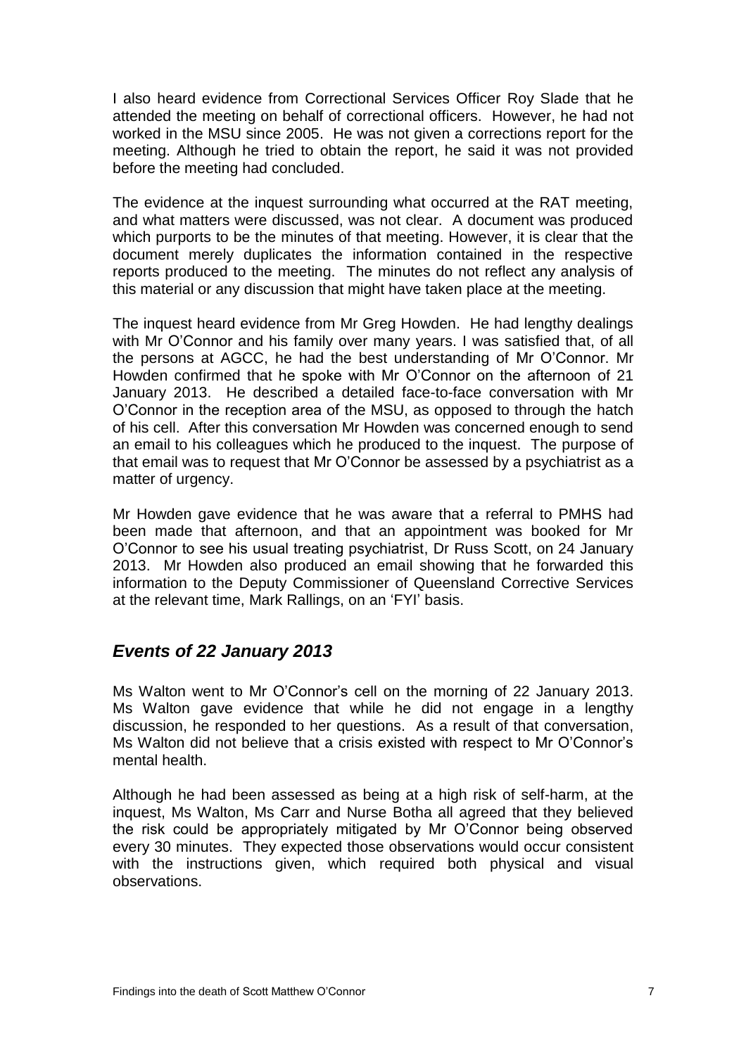I also heard evidence from Correctional Services Officer Roy Slade that he attended the meeting on behalf of correctional officers. However, he had not worked in the MSU since 2005. He was not given a corrections report for the meeting. Although he tried to obtain the report, he said it was not provided before the meeting had concluded.

The evidence at the inquest surrounding what occurred at the RAT meeting, and what matters were discussed, was not clear. A document was produced which purports to be the minutes of that meeting. However, it is clear that the document merely duplicates the information contained in the respective reports produced to the meeting. The minutes do not reflect any analysis of this material or any discussion that might have taken place at the meeting.

The inquest heard evidence from Mr Greg Howden. He had lengthy dealings with Mr O'Connor and his family over many years. I was satisfied that, of all the persons at AGCC, he had the best understanding of Mr O'Connor. Mr Howden confirmed that he spoke with Mr O'Connor on the afternoon of 21 January 2013. He described a detailed face-to-face conversation with Mr O'Connor in the reception area of the MSU, as opposed to through the hatch of his cell. After this conversation Mr Howden was concerned enough to send an email to his colleagues which he produced to the inquest. The purpose of that email was to request that Mr O'Connor be assessed by a psychiatrist as a matter of urgency.

Mr Howden gave evidence that he was aware that a referral to PMHS had been made that afternoon, and that an appointment was booked for Mr O'Connor to see his usual treating psychiatrist, Dr Russ Scott, on 24 January 2013. Mr Howden also produced an email showing that he forwarded this information to the Deputy Commissioner of Queensland Corrective Services at the relevant time, Mark Rallings, on an 'FYI' basis.

## *Events of 22 January 2013*

Ms Walton went to Mr O'Connor's cell on the morning of 22 January 2013. Ms Walton gave evidence that while he did not engage in a lengthy discussion, he responded to her questions. As a result of that conversation, Ms Walton did not believe that a crisis existed with respect to Mr O'Connor's mental health.

Although he had been assessed as being at a high risk of self-harm, at the inquest, Ms Walton, Ms Carr and Nurse Botha all agreed that they believed the risk could be appropriately mitigated by Mr O'Connor being observed every 30 minutes. They expected those observations would occur consistent with the instructions given, which required both physical and visual observations.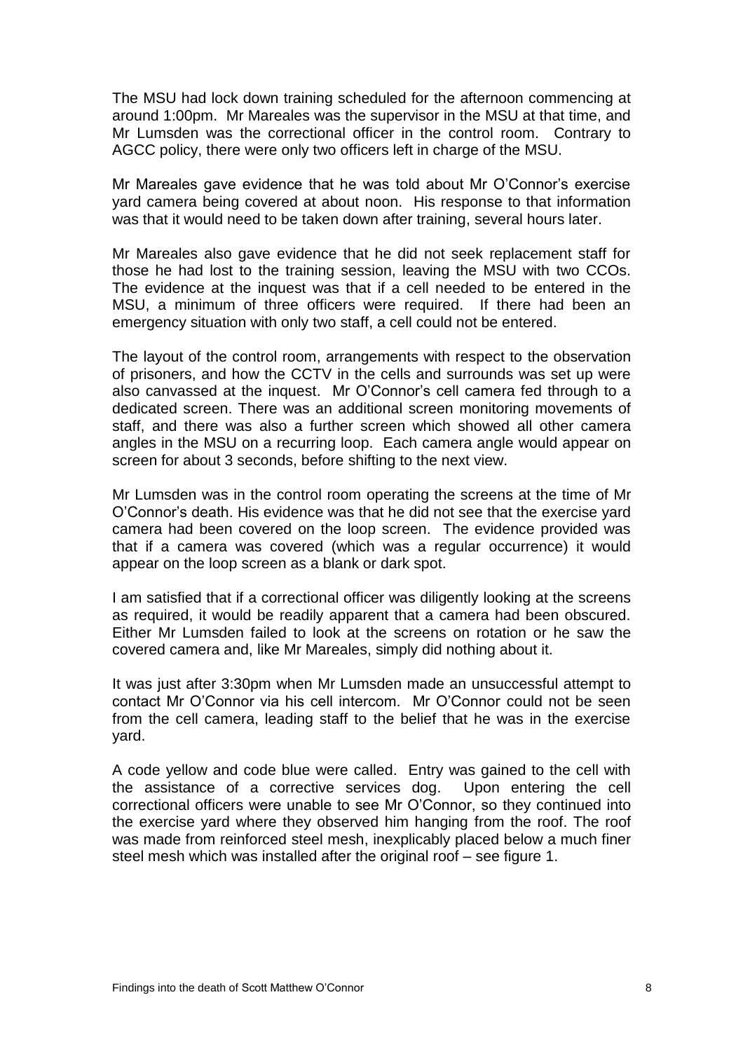The MSU had lock down training scheduled for the afternoon commencing at around 1:00pm. Mr Mareales was the supervisor in the MSU at that time, and Mr Lumsden was the correctional officer in the control room. Contrary to AGCC policy, there were only two officers left in charge of the MSU.

Mr Mareales gave evidence that he was told about Mr O'Connor's exercise yard camera being covered at about noon. His response to that information was that it would need to be taken down after training, several hours later.

Mr Mareales also gave evidence that he did not seek replacement staff for those he had lost to the training session, leaving the MSU with two CCOs. The evidence at the inquest was that if a cell needed to be entered in the MSU, a minimum of three officers were required. If there had been an emergency situation with only two staff, a cell could not be entered.

The layout of the control room, arrangements with respect to the observation of prisoners, and how the CCTV in the cells and surrounds was set up were also canvassed at the inquest. Mr O'Connor's cell camera fed through to a dedicated screen. There was an additional screen monitoring movements of staff, and there was also a further screen which showed all other camera angles in the MSU on a recurring loop. Each camera angle would appear on screen for about 3 seconds, before shifting to the next view.

Mr Lumsden was in the control room operating the screens at the time of Mr O'Connor's death. His evidence was that he did not see that the exercise yard camera had been covered on the loop screen. The evidence provided was that if a camera was covered (which was a regular occurrence) it would appear on the loop screen as a blank or dark spot.

I am satisfied that if a correctional officer was diligently looking at the screens as required, it would be readily apparent that a camera had been obscured. Either Mr Lumsden failed to look at the screens on rotation or he saw the covered camera and, like Mr Mareales, simply did nothing about it.

It was just after 3:30pm when Mr Lumsden made an unsuccessful attempt to contact Mr O'Connor via his cell intercom. Mr O'Connor could not be seen from the cell camera, leading staff to the belief that he was in the exercise yard.

A code yellow and code blue were called. Entry was gained to the cell with the assistance of a corrective services dog. Upon entering the cell correctional officers were unable to see Mr O'Connor, so they continued into the exercise yard where they observed him hanging from the roof. The roof was made from reinforced steel mesh, inexplicably placed below a much finer steel mesh which was installed after the original roof – see figure 1.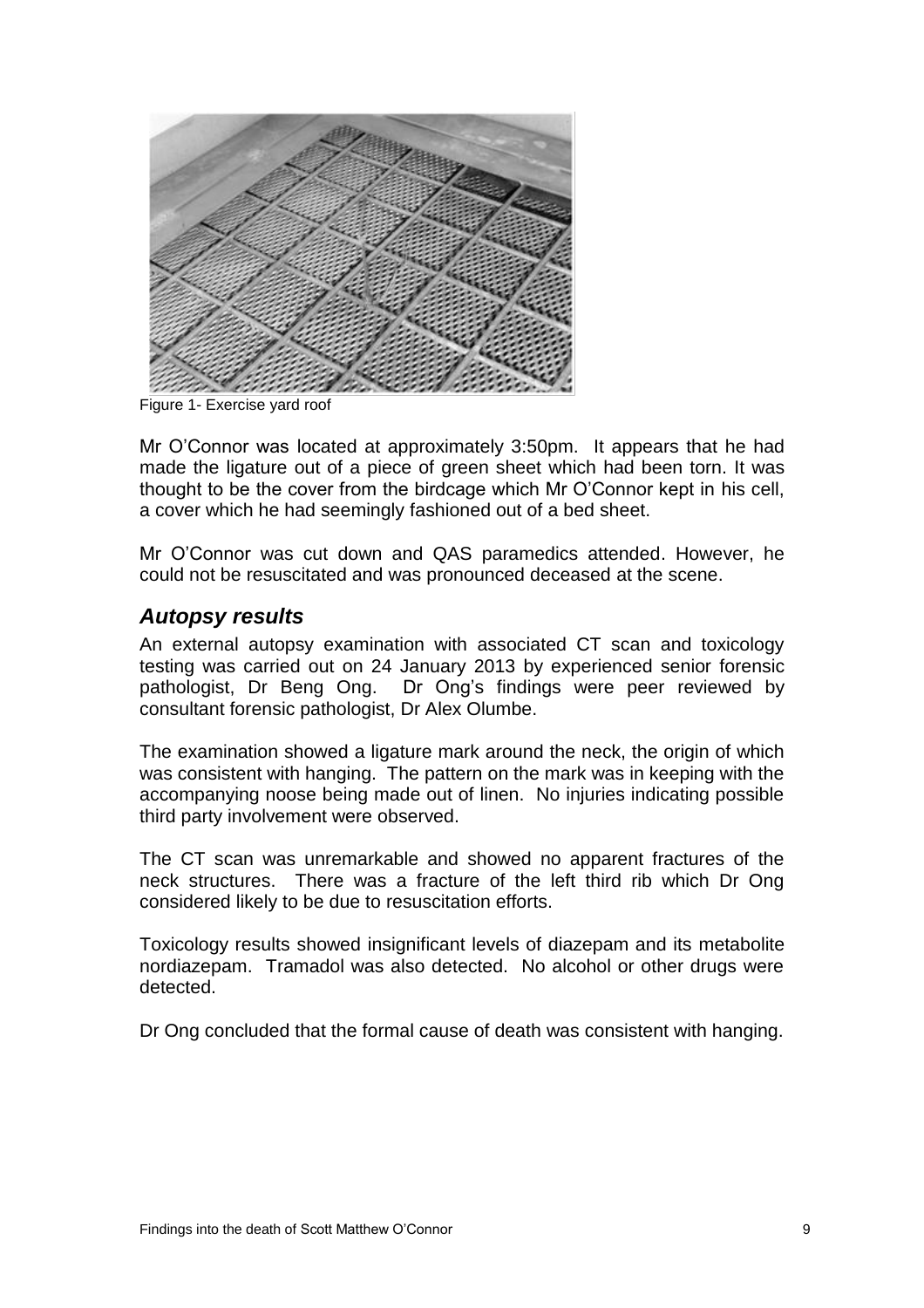Figure 1- Exercise yard roof

Mr O'Connor was located at approximately 3:50pm. It appears that he had made the ligature out of a piece of green sheet which had been torn. It was thought to be the cover from the birdcage which Mr O'Connor kept in his cell, a cover which he had seemingly fashioned out of a bed sheet.

Mr O'Connor was cut down and QAS paramedics attended. However, he could not be resuscitated and was pronounced deceased at the scene.

## *Autopsy results*

An external autopsy examination with associated CT scan and toxicology testing was carried out on 24 January 2013 by experienced senior forensic pathologist, Dr Beng Ong. Dr Ong's findings were peer reviewed by consultant forensic pathologist, Dr Alex Olumbe.

The examination showed a ligature mark around the neck, the origin of which was consistent with hanging. The pattern on the mark was in keeping with the accompanying noose being made out of linen. No injuries indicating possible third party involvement were observed.

The CT scan was unremarkable and showed no apparent fractures of the neck structures. There was a fracture of the left third rib which Dr Ong considered likely to be due to resuscitation efforts.

Toxicology results showed insignificant levels of diazepam and its metabolite nordiazepam. Tramadol was also detected. No alcohol or other drugs were detected.

Dr Ong concluded that the formal cause of death was consistent with hanging.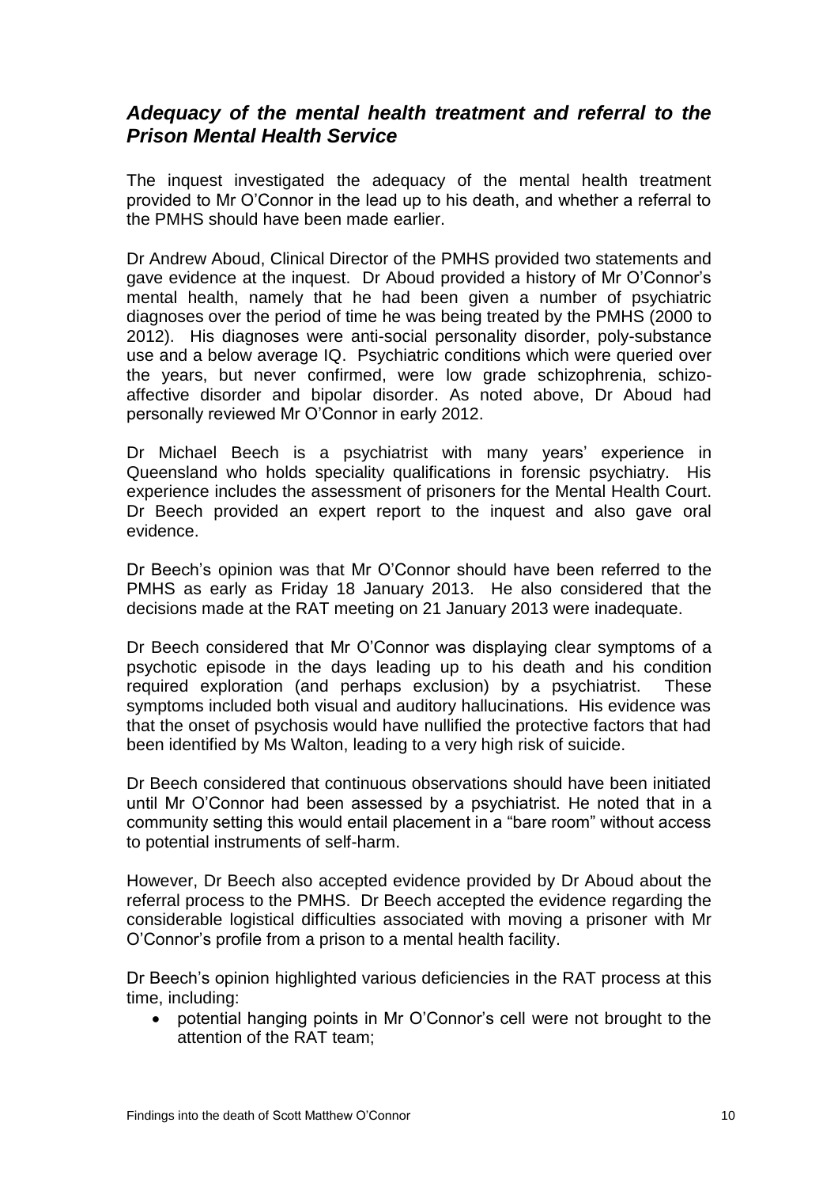## *Adequacy of the mental health treatment and referral to the Prison Mental Health Service*

The inquest investigated the adequacy of the mental health treatment provided to Mr O'Connor in the lead up to his death, and whether a referral to the PMHS should have been made earlier.

Dr Andrew Aboud, Clinical Director of the PMHS provided two statements and gave evidence at the inquest. Dr Aboud provided a history of Mr O'Connor's mental health, namely that he had been given a number of psychiatric diagnoses over the period of time he was being treated by the PMHS (2000 to 2012). His diagnoses were anti-social personality disorder, poly-substance use and a below average IQ. Psychiatric conditions which were queried over the years, but never confirmed, were low grade schizophrenia, schizo-affective disorder and bipolar disorder. As noted above, Dr Aboud had personally reviewed Mr O'Connor in early 2012.

Dr Michael Beech is a psychiatrist with many years' experience in Queensland who holds speciality qualifications in forensic psychiatry. His experience includes the assessment of prisoners for the Mental Health Court. Dr Beech provided an expert report to the inquest and also gave oral evidence.

Dr Beech's opinion was that Mr O'Connor should have been referred to the PMHS as early as Friday 18 January 2013. He also considered that the decisions made at the RAT meeting on 21 January 2013 were inadequate.

Dr Beech considered that Mr O'Connor was displaying clear symptoms of a psychotic episode in the days leading up to his death and his condition required exploration (and perhaps exclusion) by a psychiatrist. These symptoms included both visual and auditory hallucinations. His evidence was that the onset of psychosis would have nullified the protective factors that had been identified by Ms Walton, leading to a very high risk of suicide.

Dr Beech considered that continuous observations should have been initiated until Mr O'Connor had been assessed by a psychiatrist. He noted that in a community setting this would entail placement in a "bare room" without access to potential instruments of self-harm.

However, Dr Beech also accepted evidence provided by Dr Aboud about the referral process to the PMHS. Dr Beech accepted the evidence regarding the considerable logistical difficulties associated with moving a prisoner with Mr O'Connor's profile from a prison to a mental health facility.

Dr Beech's opinion highlighted various deficiencies in the RAT process at this time, including:

- potential hanging points in Mr O'Connor's cell were not brought to the attention of the RAT team;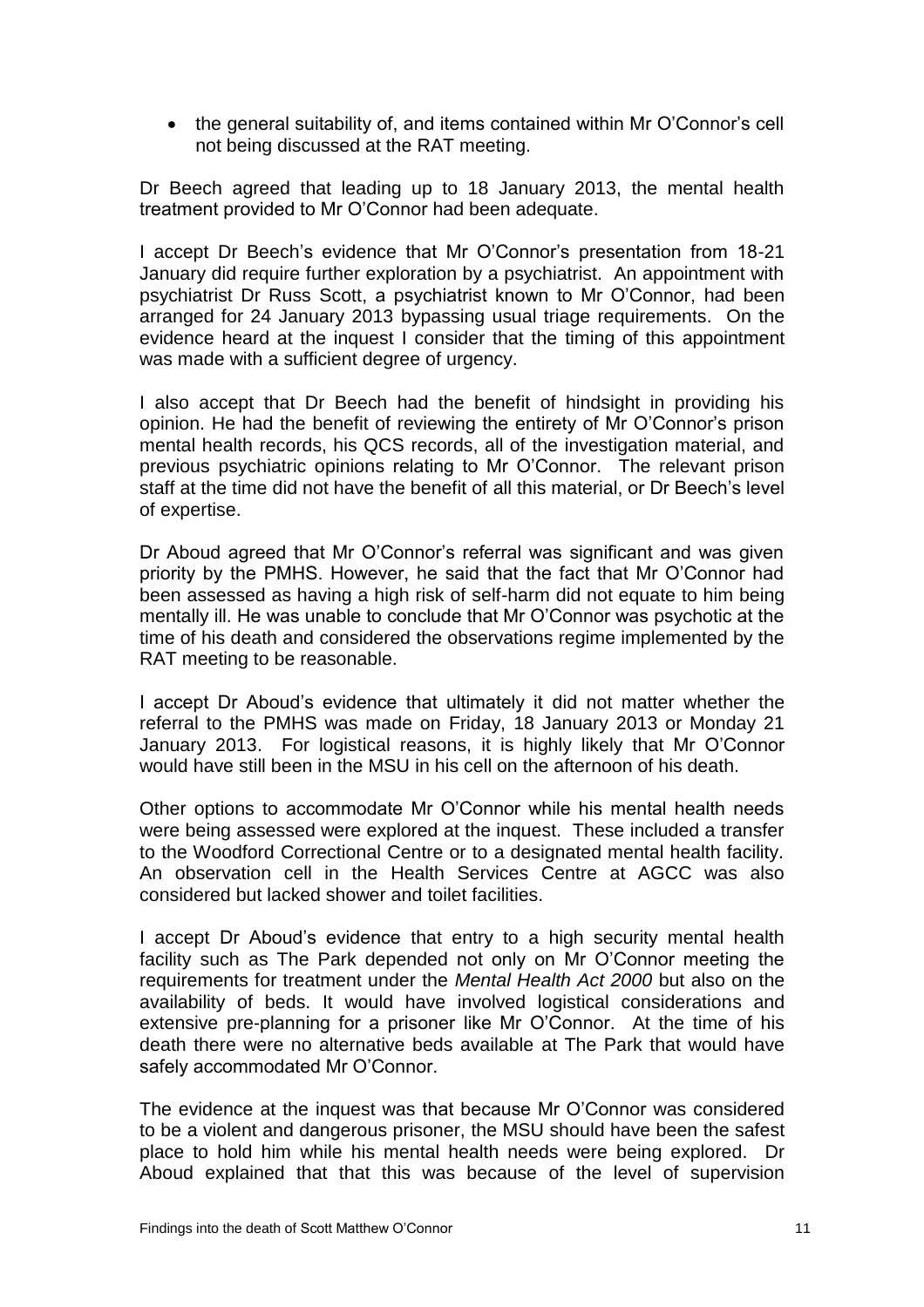- the general suitability of, and items contained within Mr O'Connor's cell not being discussed at the RAT meeting.

Dr Beech agreed that leading up to 18 January 2013, the mental health treatment provided to Mr O'Connor had been adequate.

I accept Dr Beech's evidence that Mr O'Connor's presentation from 18-21 January did require further exploration by a psychiatrist. An appointment with psychiatrist Dr Russ Scott, a psychiatrist known to Mr O'Connor, had been arranged for 24 January 2013 bypassing usual triage requirements. On the evidence heard at the inquest I consider that the timing of this appointment was made with a sufficient degree of urgency.

I also accept that Dr Beech had the benefit of hindsight in providing his opinion. He had the benefit of reviewing the entirety of Mr O'Connor's prison mental health records, his QCS records, all of the investigation material, and previous psychiatric opinions relating to Mr O'Connor. The relevant prison staff at the time did not have the benefit of all this material, or Dr Beech's level of expertise.

Dr Aboud agreed that Mr O'Connor's referral was significant and was given priority by the PMHS. However, he said that the fact that Mr O'Connor had been assessed as having a high risk of self-harm did not equate to him being mentally ill. He was unable to conclude that Mr O'Connor was psychotic at the time of his death and considered the observations regime implemented by the RAT meeting to be reasonable.

I accept Dr Aboud's evidence that ultimately it did not matter whether the referral to the PMHS was made on Friday, 18 January 2013 or Monday 21 January 2013. For logistical reasons, it is highly likely that Mr O'Connor would have still been in the MSU in his cell on the afternoon of his death.

Other options to accommodate Mr O'Connor while his mental health needs were being assessed were explored at the inquest. These included a transfer to the Woodford Correctional Centre or to a designated mental health facility. An observation cell in the Health Services Centre at AGCC was also considered but lacked shower and toilet facilities.

I accept Dr Aboud's evidence that entry to a high security mental health facility such as The Park depended not only on Mr O'Connor meeting the requirements for treatment under the *Mental Health Act 2000* but also on the availability of beds. It would have involved logistical considerations and extensive pre-planning for a prisoner like Mr O'Connor. At the time of his death there were no alternative beds available at The Park that would have safely accommodated Mr O'Connor.

The evidence at the inquest was that because Mr O'Connor was considered to be a violent and dangerous prisoner, the MSU should have been the safest place to hold him while his mental health needs were being explored. Dr Aboud explained that that this was because of the level of supervision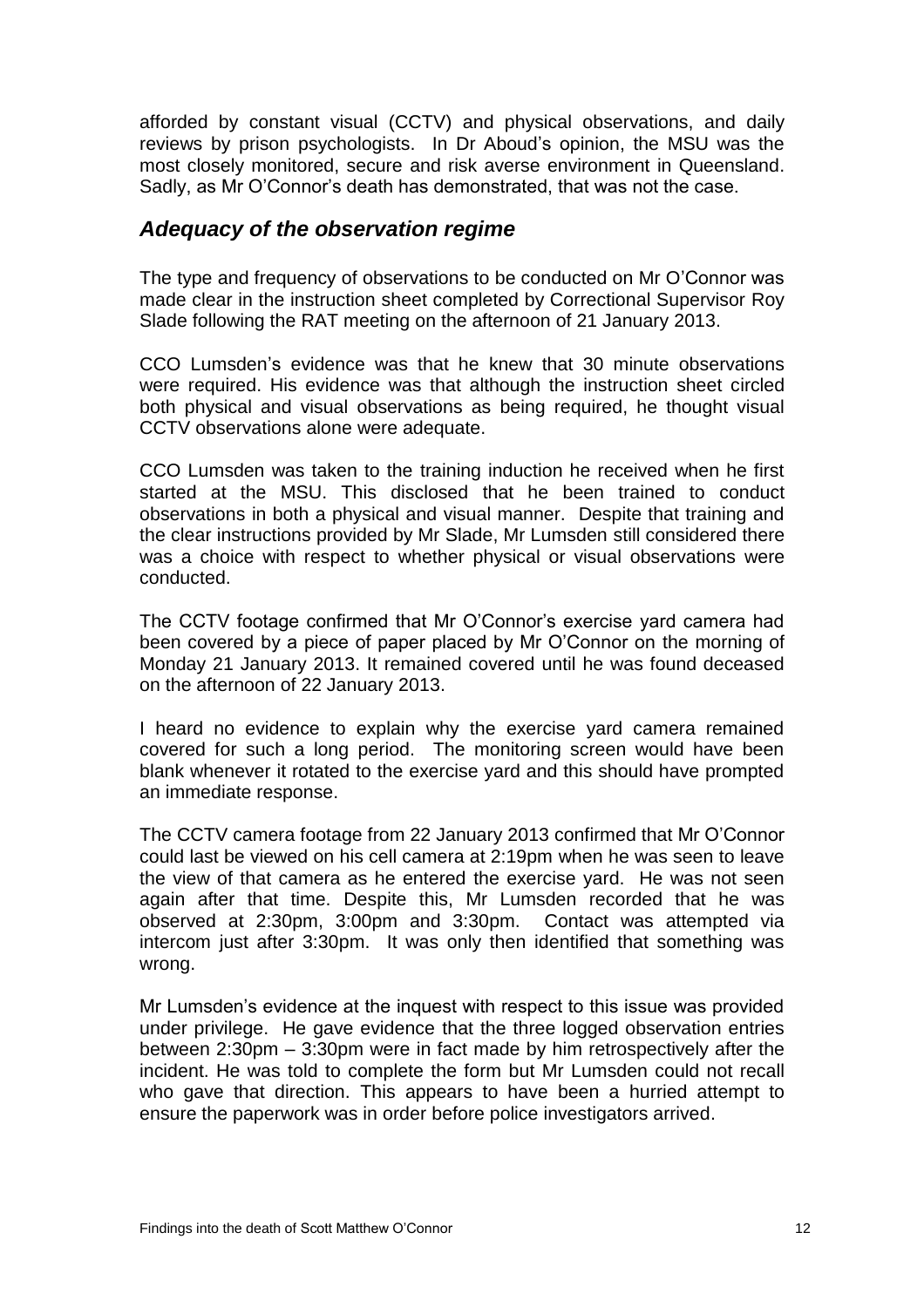afforded by constant visual (CCTV) and physical observations, and daily reviews by prison psychologists. In Dr Aboud's opinion, the MSU was the most closely monitored, secure and risk averse environment in Queensland. Sadly, as Mr O'Connor's death has demonstrated, that was not the case.

## *Adequacy of the observation regime*

The type and frequency of observations to be conducted on Mr O'Connor was made clear in the instruction sheet completed by Correctional Supervisor Roy Slade following the RAT meeting on the afternoon of 21 January 2013.

CCO Lumsden's evidence was that he knew that 30 minute observations were required. His evidence was that although the instruction sheet circled both physical and visual observations as being required, he thought visual CCTV observations alone were adequate.

CCO Lumsden was taken to the training induction he received when he first started at the MSU. This disclosed that he been trained to conduct observations in both a physical and visual manner. Despite that training and the clear instructions provided by Mr Slade, Mr Lumsden still considered there was a choice with respect to whether physical or visual observations were conducted.

The CCTV footage confirmed that Mr O'Connor's exercise yard camera had been covered by a piece of paper placed by Mr O'Connor on the morning of Monday 21 January 2013. It remained covered until he was found deceased on the afternoon of 22 January 2013.

I heard no evidence to explain why the exercise yard camera remained covered for such a long period. The monitoring screen would have been blank whenever it rotated to the exercise yard and this should have prompted an immediate response.

The CCTV camera footage from 22 January 2013 confirmed that Mr O'Connor could last be viewed on his cell camera at 2:19pm when he was seen to leave the view of that camera as he entered the exercise yard. He was not seen again after that time. Despite this, Mr Lumsden recorded that he was observed at 2:30pm, 3:00pm and 3:30pm. Contact was attempted via intercom just after 3:30pm. It was only then identified that something was wrong.

Mr Lumsden's evidence at the inquest with respect to this issue was provided under privilege. He gave evidence that the three logged observation entries between 2:30pm – 3:30pm were in fact made by him retrospectively after the incident. He was told to complete the form but Mr Lumsden could not recall who gave that direction. This appears to have been a hurried attempt to ensure the paperwork was in order before police investigators arrived.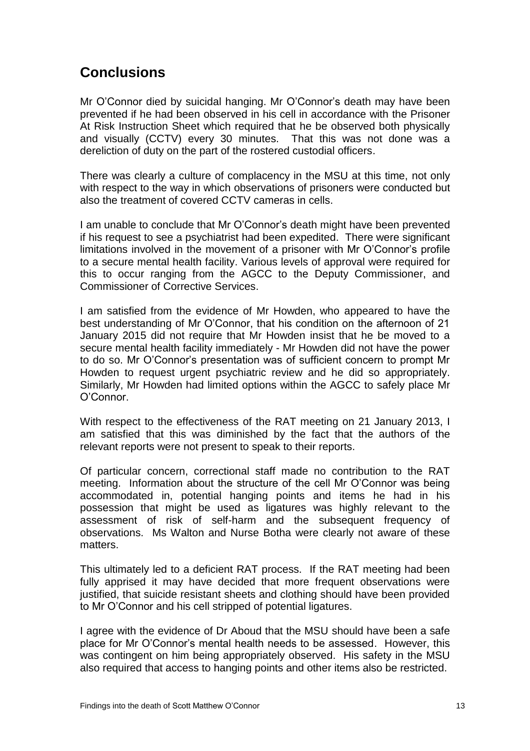## Conclusions

Mr O'Connor died by suicidal hanging. Mr O'Connor's death may have been prevented if he had been observed in his cell in accordance with the Prisoner At Risk Instruction Sheet which required that he be observed both physically and visually (CCTV) every 30 minutes. That this was not done was a dereliction of duty on the part of the rostered custodial officers.

There was clearly a culture of complacency in the MSU at this time, not only with respect to the way in which observations of prisoners were conducted but also the treatment of covered CCTV cameras in cells.

I am unable to conclude that Mr O'Connor's death might have been prevented if his request to see a psychiatrist had been expedited. There were significant limitations involved in the movement of a prisoner with Mr O'Connor's profile to a secure mental health facility. Various levels of approval were required for this to occur ranging from the AGCC to the Deputy Commissioner, and Commissioner of Corrective Services.

I am satisfied from the evidence of Mr Howden, who appeared to have the best understanding of Mr O'Connor, that his condition on the afternoon of 21 January 2015 did not require that Mr Howden insist that he be moved to a secure mental health facility immediately - Mr Howden did not have the power to do so. Mr O'Connor's presentation was of sufficient concern to prompt Mr Howden to request urgent psychiatric review and he did so appropriately. Similarly, Mr Howden had limited options within the AGCC to safely place Mr O'Connor.

With respect to the effectiveness of the RAT meeting on 21 January 2013, I am satisfied that this was diminished by the fact that the authors of the relevant reports were not present to speak to their reports.

Of particular concern, correctional staff made no contribution to the RAT meeting. Information about the structure of the cell Mr O'Connor was being accommodated in, potential hanging points and items he had in his possession that might be used as ligatures was highly relevant to the assessment of risk of self-harm and the subsequent frequency of observations. Ms Walton and Nurse Botha were clearly not aware of these matters.

This ultimately led to a deficient RAT process. If the RAT meeting had been fully apprised it may have decided that more frequent observations were justified, that suicide resistant sheets and clothing should have been provided to Mr O'Connor and his cell stripped of potential ligatures.

I agree with the evidence of Dr Aboud that the MSU should have been a safe place for Mr O'Connor's mental health needs to be assessed. However, this was contingent on him being appropriately observed. His safety in the MSU also required that access to hanging points and other items also be restricted.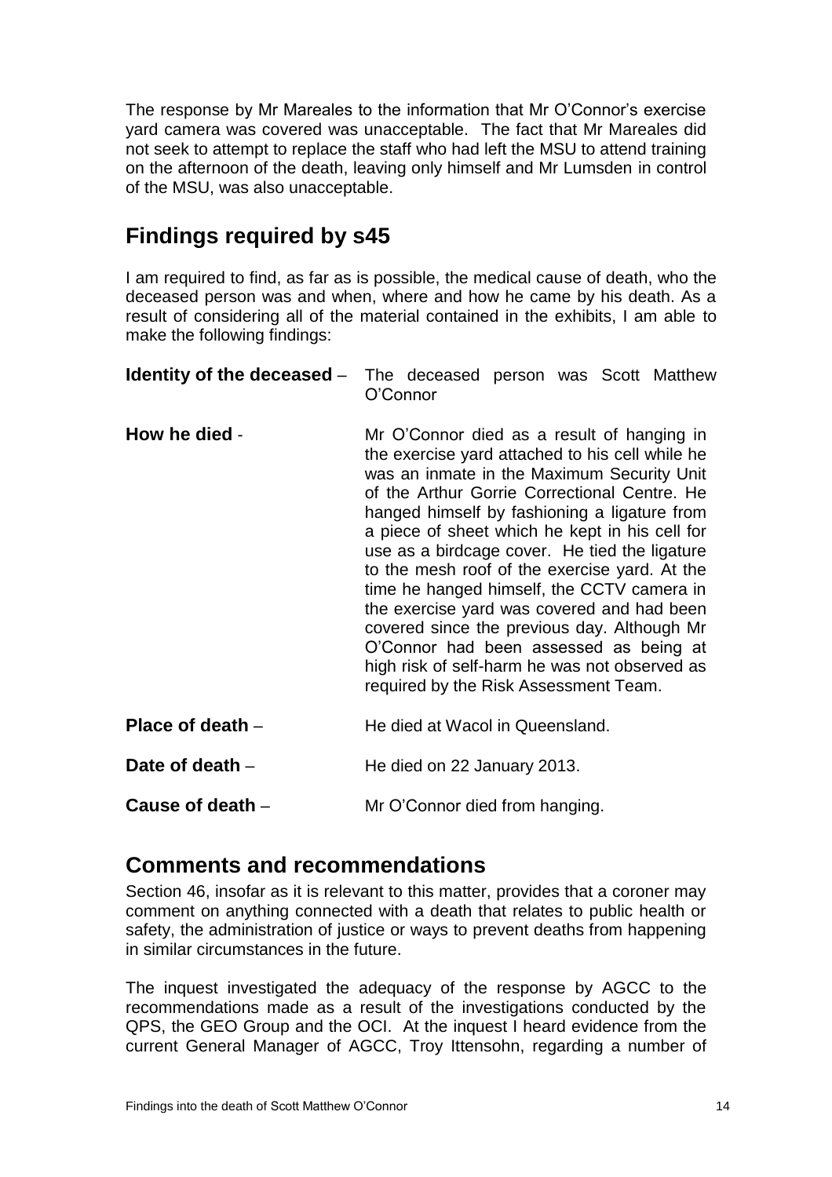The response by Mr Mareales to the information that Mr O'Connor's exercise yard camera was covered was unacceptable. The fact that Mr Mareales did not seek to attempt to replace the staff who had left the MSU to attend training on the afternoon of the death, leaving only himself and Mr Lumsden in control of the MSU, was also unacceptable.

## Findings required by s45

I am required to find, as far as is possible, the medical cause of death, who the deceased person was and when, where and how he came by his death. As a result of considering all of the material contained in the exhibits, I am able to make the following findings:

**Identity of the deceased** – The deceased person was Scott Matthew O'Connor

**How he died** - Mr O'Connor died as a result of hanging in the exercise yard attached to his cell while he was an inmate in the Maximum Security Unit of the Arthur Gorrie Correctional Centre. He hanged himself by fashioning a ligature from a piece of sheet which he kept in his cell for use as a birdcage cover. He tied the ligature to the mesh roof of the exercise yard. At the time he hanged himself, the CCTV camera in the exercise yard was covered and had been covered since the previous day. Although Mr O'Connor had been assessed as being at high risk of self-harm he was not observed as required by the Risk Assessment Team.

**Place of death** – He died at Wacol in Queensland.

**Date of death** – He died on 22 January 2013.

**Cause of death** – Mr O'Connor died from hanging.

## Comments and recommendations

Section 46, insofar as it is relevant to this matter, provides that a coroner may comment on anything connected with a death that relates to public health or safety, the administration of justice or ways to prevent deaths from happening in similar circumstances in the future.

The inquest investigated the adequacy of the response by AGCC to the recommendations made as a result of the investigations conducted by the QPS, the GEO Group and the OCI. At the inquest I heard evidence from the current General Manager of AGCC, Troy Ittensohn, regarding a number of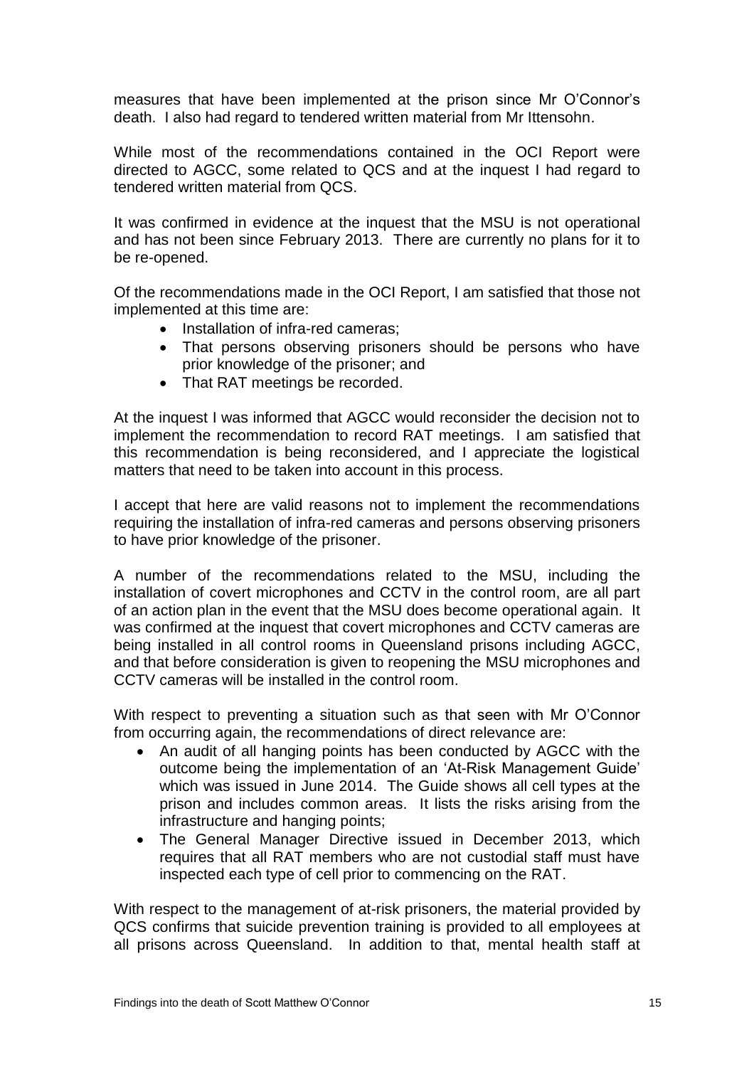measures that have been implemented at the prison since Mr O'Connor's death. I also had regard to tendered written material from Mr Ittensohn.

While most of the recommendations contained in the OCI Report were directed to AGCC, some related to QCS and at the inquest I had regard to tendered written material from QCS.

It was confirmed in evidence at the inquest that the MSU is not operational and has not been since February 2013. There are currently no plans for it to be re-opened.

Of the recommendations made in the OCI Report, I am satisfied that those not implemented at this time are:

- Installation of infra-red cameras;
- That persons observing prisoners should be persons who have prior knowledge of the prisoner; and
- That RAT meetings be recorded.

At the inquest I was informed that AGCC would reconsider the decision not to implement the recommendation to record RAT meetings. I am satisfied that this recommendation is being reconsidered, and I appreciate the logistical matters that need to be taken into account in this process.

I accept that here are valid reasons not to implement the recommendations requiring the installation of infra-red cameras and persons observing prisoners to have prior knowledge of the prisoner.

A number of the recommendations related to the MSU, including the installation of covert microphones and CCTV in the control room, are all part of an action plan in the event that the MSU does become operational again. It was confirmed at the inquest that covert microphones and CCTV cameras are being installed in all control rooms in Queensland prisons including AGCC, and that before consideration is given to reopening the MSU microphones and CCTV cameras will be installed in the control room.

With respect to preventing a situation such as that seen with Mr O'Connor from occurring again, the recommendations of direct relevance are:

- An audit of all hanging points has been conducted by AGCC with the outcome being the implementation of an 'At-Risk Management Guide' which was issued in June 2014. The Guide shows all cell types at the prison and includes common areas. It lists the risks arising from the infrastructure and hanging points;
- The General Manager Directive issued in December 2013, which requires that all RAT members who are not custodial staff must have inspected each type of cell prior to commencing on the RAT.

With respect to the management of at-risk prisoners, the material provided by QCS confirms that suicide prevention training is provided to all employees at all prisons across Queensland. In addition to that, mental health staff at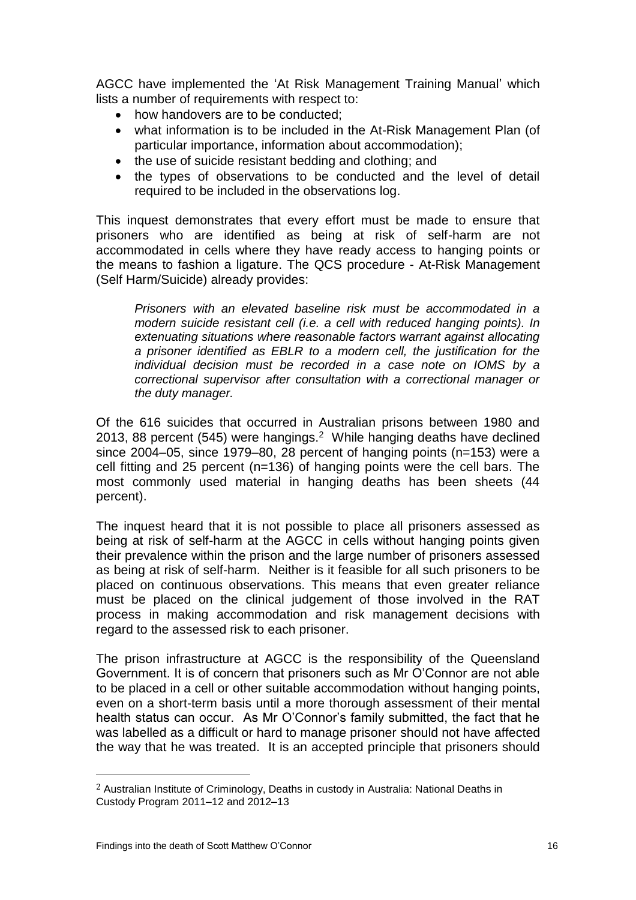AGCC have implemented the 'At Risk Management Training Manual' which lists a number of requirements with respect to:

- how handovers are to be conducted;
- what information is to be included in the At-Risk Management Plan (of particular importance, information about accommodation);
- the use of suicide resistant bedding and clothing; and
- the types of observations to be conducted and the level of detail required to be included in the observations log.

This inquest demonstrates that every effort must be made to ensure that prisoners who are identified as being at risk of self-harm are not accommodated in cells where they have ready access to hanging points or the means to fashion a ligature. The QCS procedure - At-Risk Management (Self Harm/Suicide) already provides:

> *Prisoners with an elevated baseline risk must be accommodated in a modern suicide resistant cell (i.e. a cell with reduced hanging points). In extenuating situations where reasonable factors warrant against allocating a prisoner identified as EBLR to a modern cell, the justification for the individual decision must be recorded in a case note on IOMS by a correctional supervisor after consultation with a correctional manager or the duty manager.*

Of the 616 suicides that occurred in Australian prisons between 1980 and 2013, 88 percent (545) were hangings.[2] While hanging deaths have declined since 2004–05, since 1979–80, 28 percent of hanging points (n=153) were a cell fitting and 25 percent (n=136) of hanging points were the cell bars. The most commonly used material in hanging deaths has been sheets (44 percent).

The inquest heard that it is not possible to place all prisoners assessed as being at risk of self-harm at the AGCC in cells without hanging points given their prevalence within the prison and the large number of prisoners assessed as being at risk of self-harm. Neither is it feasible for all such prisoners to be placed on continuous observations. This means that even greater reliance must be placed on the clinical judgement of those involved in the RAT process in making accommodation and risk management decisions with regard to the assessed risk to each prisoner.

The prison infrastructure at AGCC is the responsibility of the Queensland Government. It is of concern that prisoners such as Mr O'Connor are not able to be placed in a cell or other suitable accommodation without hanging points, even on a short-term basis until a more thorough assessment of their mental health status can occur. As Mr O'Connor's family submitted, the fact that he was labelled as a difficult or hard to manage prisoner should not have affected the way that he was treated. It is an accepted principle that prisoners should

---

[2] Australian Institute of Criminology, Deaths in custody in Australia: National Deaths in Custody Program 2011–12 and 2012–13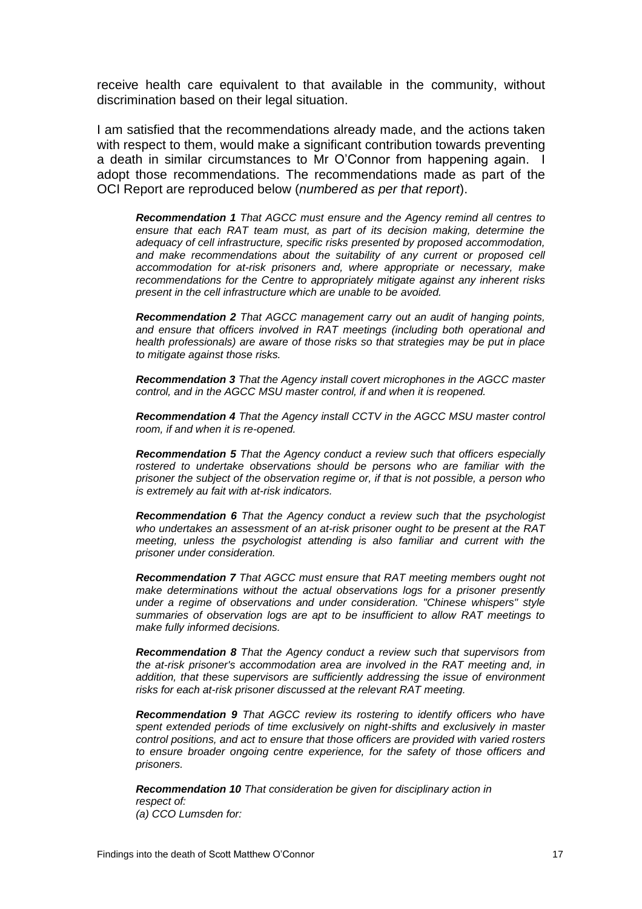receive health care equivalent to that available in the community, without discrimination based on their legal situation.

I am satisfied that the recommendations already made, and the actions taken with respect to them, would make a significant contribution towards preventing a death in similar circumstances to Mr O'Connor from happening again. I adopt those recommendations. The recommendations made as part of the OCI Report are reproduced below (*numbered as per that report*).

> ***Recommendation 1*** *That AGCC must ensure and the Agency remind all centres to ensure that each RAT team must, as part of its decision making, determine the adequacy of cell infrastructure, specific risks presented by proposed accommodation, and make recommendations about the suitability of any current or proposed cell accommodation for at-risk prisoners and, where appropriate or necessary, make recommendations for the Centre to appropriately mitigate against any inherent risks present in the cell infrastructure which are unable to be avoided.*
>
> ***Recommendation 2*** *That AGCC management carry out an audit of hanging points, and ensure that officers involved in RAT meetings (including both operational and health professionals) are aware of those risks so that strategies may be put in place to mitigate against those risks.*
>
> ***Recommendation 3*** *That the Agency install covert microphones in the AGCC master control, and in the AGCC MSU master control, if and when it is reopened.*
>
> ***Recommendation 4*** *That the Agency install CCTV in the AGCC MSU master control room, if and when it is re-opened.*
>
> ***Recommendation 5*** *That the Agency conduct a review such that officers especially rostered to undertake observations should be persons who are familiar with the prisoner the subject of the observation regime or, if that is not possible, a person who is extremely au fait with at-risk indicators.*
>
> ***Recommendation 6*** *That the Agency conduct a review such that the psychologist who undertakes an assessment of an at-risk prisoner ought to be present at the RAT meeting, unless the psychologist attending is also familiar and current with the prisoner under consideration.*
>
> ***Recommendation 7*** *That AGCC must ensure that RAT meeting members ought not make determinations without the actual observations logs for a prisoner presently under a regime of observations and under consideration. "Chinese whispers" style summaries of observation logs are apt to be insufficient to allow RAT meetings to make fully informed decisions.*
>
> ***Recommendation 8*** *That the Agency conduct a review such that supervisors from the at-risk prisoner's accommodation area are involved in the RAT meeting and, in addition, that these supervisors are sufficiently addressing the issue of environment risks for each at-risk prisoner discussed at the relevant RAT meeting.*
>
> ***Recommendation 9*** *That AGCC review its rostering to identify officers who have spent extended periods of time exclusively on night-shifts and exclusively in master control positions, and act to ensure that those officers are provided with varied rosters to ensure broader ongoing centre experience, for the safety of those officers and prisoners.*
>
> ***Recommendation 10*** *That consideration be given for disciplinary action in respect of:*
> *(a) CCO Lumsden for:*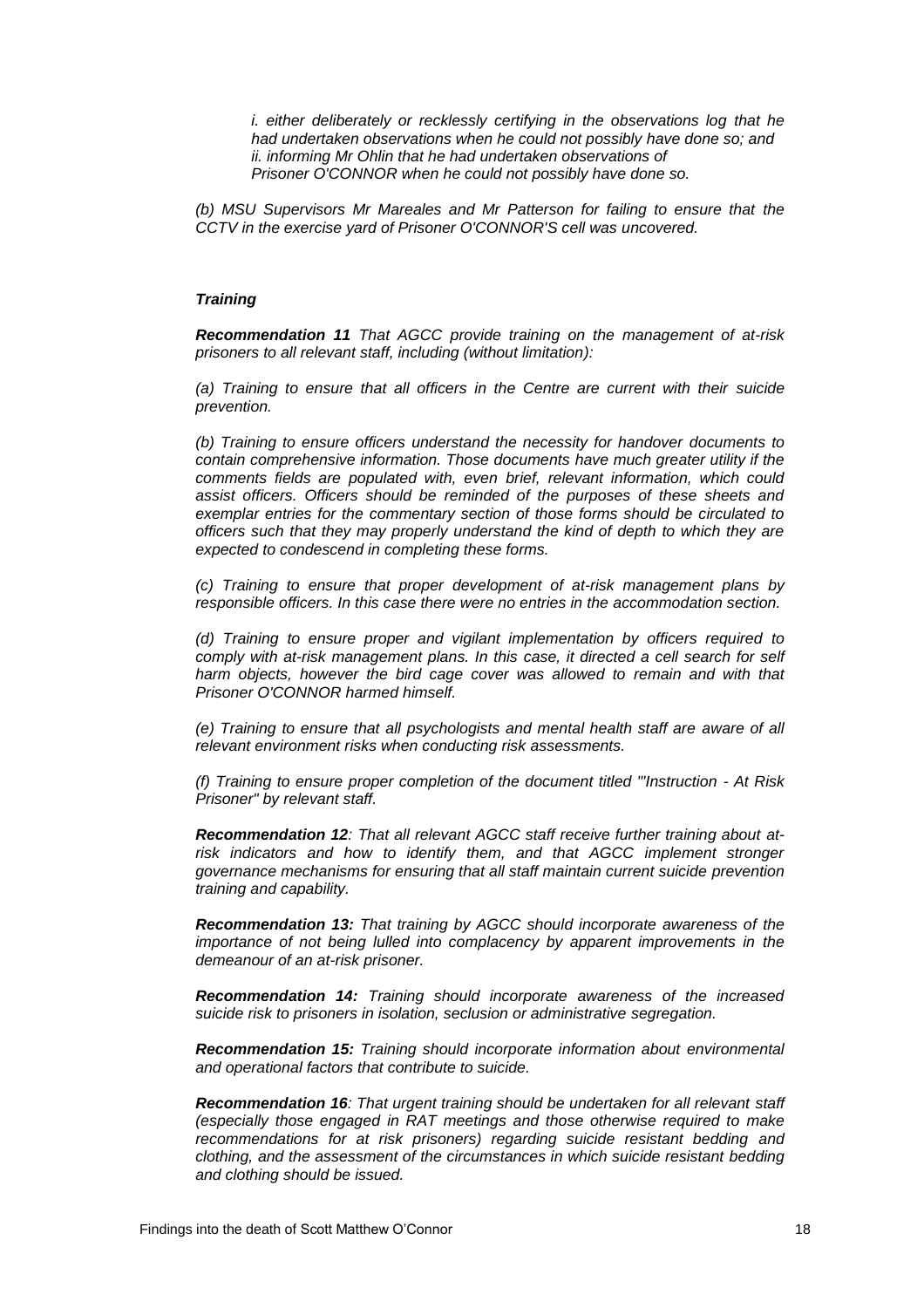*i. either deliberately or recklessly certifying in the observations log that he had undertaken observations when he could not possibly have done so; and*
*ii. informing Mr Ohlin that he had undertaken observations of Prisoner O'CONNOR when he could not possibly have done so.*

*(b) MSU Supervisors Mr Mareales and Mr Patterson for failing to ensure that the CCTV in the exercise yard of Prisoner O'CONNOR'S cell was uncovered.*

***Training***

***Recommendation 11*** *That AGCC provide training on the management of at-risk prisoners to all relevant staff, including (without limitation):*

*(a) Training to ensure that all officers in the Centre are current with their suicide prevention.*

*(b) Training to ensure officers understand the necessity for handover documents to contain comprehensive information. Those documents have much greater utility if the comments fields are populated with, even brief, relevant information, which could assist officers. Officers should be reminded of the purposes of these sheets and exemplar entries for the commentary section of those forms should be circulated to officers such that they may properly understand the kind of depth to which they are expected to condescend in completing these forms.*

*(c) Training to ensure that proper development of at-risk management plans by responsible officers. In this case there were no entries in the accommodation section.*

*(d) Training to ensure proper and vigilant implementation by officers required to comply with at-risk management plans. In this case, it directed a cell search for self harm objects, however the bird cage cover was allowed to remain and with that Prisoner O'CONNOR harmed himself.*

*(e) Training to ensure that all psychologists and mental health staff are aware of all relevant environment risks when conducting risk assessments.*

*(f) Training to ensure proper completion of the document titled "'Instruction - At Risk Prisoner" by relevant staff.*

***Recommendation 12****: That all relevant AGCC staff receive further training about at-risk indicators and how to identify them, and that AGCC implement stronger governance mechanisms for ensuring that all staff maintain current suicide prevention training and capability.*

***Recommendation 13:*** *That training by AGCC should incorporate awareness of the importance of not being lulled into complacency by apparent improvements in the demeanour of an at-risk prisoner.*

***Recommendation 14:*** *Training should incorporate awareness of the increased suicide risk to prisoners in isolation, seclusion or administrative segregation.*

***Recommendation 15:*** *Training should incorporate information about environmental and operational factors that contribute to suicide.*

***Recommendation 16****: That urgent training should be undertaken for all relevant staff (especially those engaged in RAT meetings and those otherwise required to make recommendations for at risk prisoners) regarding suicide resistant bedding and clothing, and the assessment of the circumstances in which suicide resistant bedding and clothing should be issued.*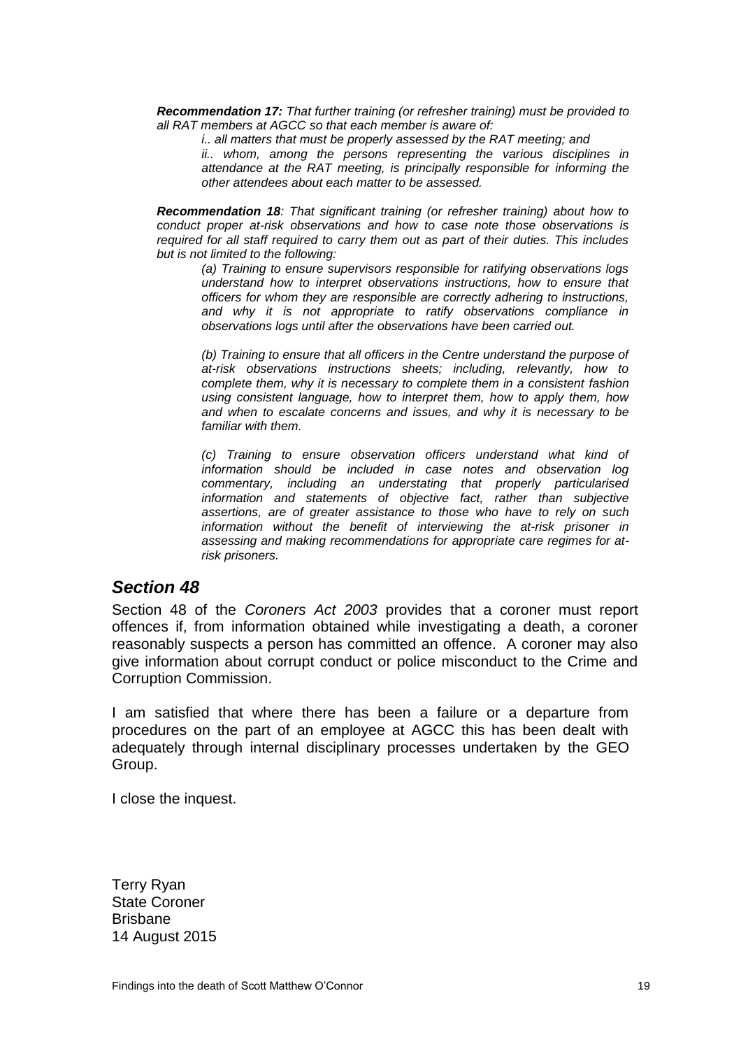***Recommendation 17:*** *That further training (or refresher training) must be provided to all RAT members at AGCC so that each member is aware of:*

> *i.. all matters that must be properly assessed by the RAT meeting; and*
>
> *ii.. whom, among the persons representing the various disciplines in attendance at the RAT meeting, is principally responsible for informing the other attendees about each matter to be assessed.*

***Recommendation 18****: That significant training (or refresher training) about how to conduct proper at-risk observations and how to case note those observations is required for all staff required to carry them out as part of their duties. This includes but is not limited to the following:*

> *(a) Training to ensure supervisors responsible for ratifying observations logs understand how to interpret observations instructions, how to ensure that officers for whom they are responsible are correctly adhering to instructions, and why it is not appropriate to ratify observations compliance in observations logs until after the observations have been carried out.*
>
> *(b) Training to ensure that all officers in the Centre understand the purpose of at-risk observations instructions sheets; including, relevantly, how to complete them, why it is necessary to complete them in a consistent fashion using consistent language, how to interpret them, how to apply them, how and when to escalate concerns and issues, and why it is necessary to be familiar with them.*
>
> *(c) Training to ensure observation officers understand what kind of information should be included in case notes and observation log commentary, including an understating that properly particularised information and statements of objective fact, rather than subjective assertions, are of greater assistance to those who have to rely on such information without the benefit of interviewing the at-risk prisoner in assessing and making recommendations for appropriate care regimes for at-risk prisoners.*

## *Section 48*

Section 48 of the *Coroners Act 2003* provides that a coroner must report offences if, from information obtained while investigating a death, a coroner reasonably suspects a person has committed an offence. A coroner may also give information about corrupt conduct or police misconduct to the Crime and Corruption Commission.

I am satisfied that where there has been a failure or a departure from procedures on the part of an employee at AGCC this has been dealt with adequately through internal disciplinary processes undertaken by the GEO Group.

I close the inquest.

Terry Ryan
State Coroner
Brisbane
14 August 2015